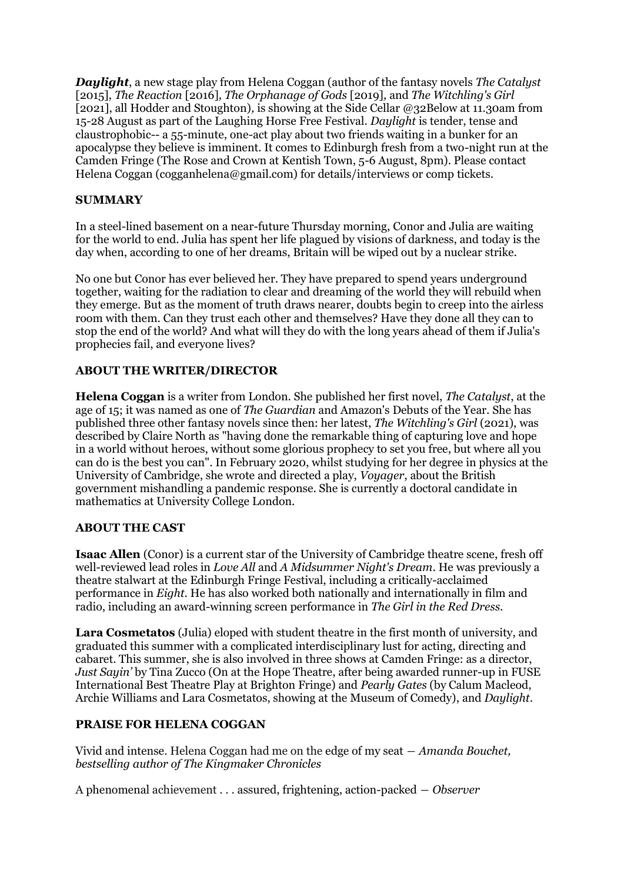***Daylight***, a new stage play from Helena Coggan (author of the fantasy novels *The Catalyst* [2015], *The Reaction* [2016], *The Orphanage of Gods* [2019], and *The Witchling's Girl* [2021], all Hodder and Stoughton), is showing at the Side Cellar @32Below at 11.30am from 15-28 August as part of the Laughing Horse Free Festival. *Daylight* is tender, tense and claustrophobic-- a 55-minute, one-act play about two friends waiting in a bunker for an apocalypse they believe is imminent. It comes to Edinburgh fresh from a two-night run at the Camden Fringe (The Rose and Crown at Kentish Town, 5-6 August, 8pm). Please contact Helena Coggan (cogganhelena@gmail.com) for details/interviews or comp tickets.

**SUMMARY**

In a steel-lined basement on a near-future Thursday morning, Conor and Julia are waiting for the world to end. Julia has spent her life plagued by visions of darkness, and today is the day when, according to one of her dreams, Britain will be wiped out by a nuclear strike.

No one but Conor has ever believed her. They have prepared to spend years underground together, waiting for the radiation to clear and dreaming of the world they will rebuild when they emerge. But as the moment of truth draws nearer, doubts begin to creep into the airless room with them. Can they trust each other and themselves? Have they done all they can to stop the end of the world? And what will they do with the long years ahead of them if Julia's prophecies fail, and everyone lives?

**ABOUT THE WRITER/DIRECTOR**

**Helena Coggan** is a writer from London. She published her first novel, *The Catalyst*, at the age of 15; it was named as one of *The Guardian* and Amazon's Debuts of the Year. She has published three other fantasy novels since then: her latest, *The Witchling's Girl* (2021), was described by Claire North as "having done the remarkable thing of capturing love and hope in a world without heroes, without some glorious prophecy to set you free, but where all you can do is the best you can". In February 2020, whilst studying for her degree in physics at the University of Cambridge, she wrote and directed a play, *Voyager*, about the British government mishandling a pandemic response. She is currently a doctoral candidate in mathematics at University College London.

**ABOUT THE CAST**

**Isaac Allen** (Conor) is a current star of the University of Cambridge theatre scene, fresh off well-reviewed lead roles in *Love All* and *A Midsummer Night's Dream*. He was previously a theatre stalwart at the Edinburgh Fringe Festival, including a critically-acclaimed performance in *Eight*. He has also worked both nationally and internationally in film and radio, including an award-winning screen performance in *The Girl in the Red Dress*.

**Lara Cosmetatos** (Julia) eloped with student theatre in the first month of university, and graduated this summer with a complicated interdisciplinary lust for acting, directing and cabaret. This summer, she is also involved in three shows at Camden Fringe: as a director, *Just Sayin'* by Tina Zucco (On at the Hope Theatre, after being awarded runner-up in FUSE International Best Theatre Play at Brighton Fringe) and *Pearly Gates* (by Calum Macleod, Archie Williams and Lara Cosmetatos, showing at the Museum of Comedy), and *Daylight*.

**PRAISE FOR HELENA COGGAN**

Vivid and intense. Helena Coggan had me on the edge of my seat — *Amanda Bouchet, bestselling author of The Kingmaker Chronicles*

A phenomenal achievement . . . assured, frightening, action-packed — *Observer*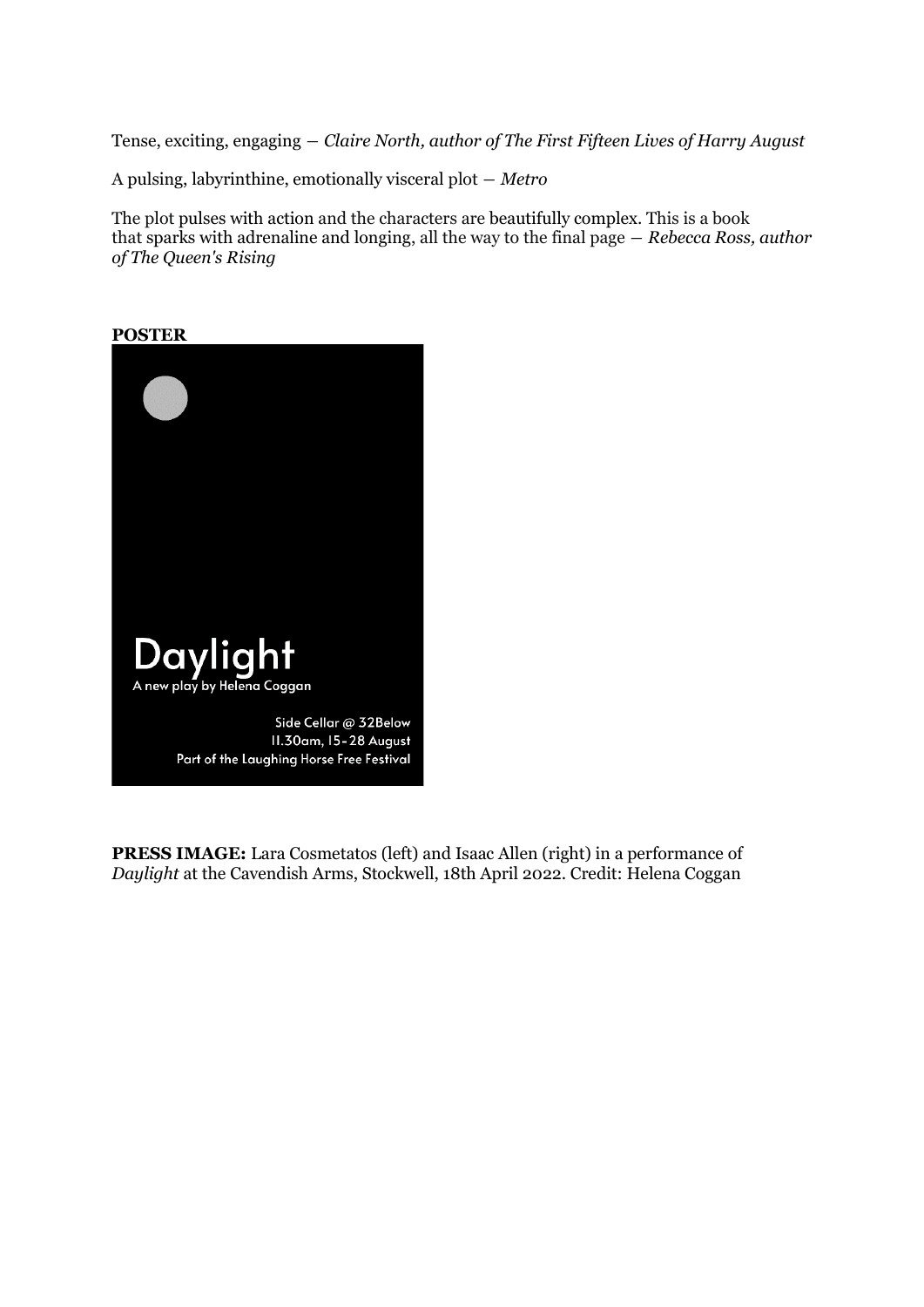Tense, exciting, engaging — *Claire North, author of The First Fifteen Lives of Harry August*

A pulsing, labyrinthine, emotionally visceral plot — *Metro*

The plot pulses with action and the characters are beautifully complex. This is a book that sparks with adrenaline and longing, all the way to the final page — *Rebecca Ross, author of The Queen's Rising*

**POSTER**

Daylight

A new play by Helena Coggan

Side Cellar @ 32Below
11.30am, 15-28 August
Part of the Laughing Horse Free Festival

**PRESS IMAGE:** Lara Cosmetatos (left) and Isaac Allen (right) in a performance of *Daylight* at the Cavendish Arms, Stockwell, 18th April 2022. Credit: Helena Coggan